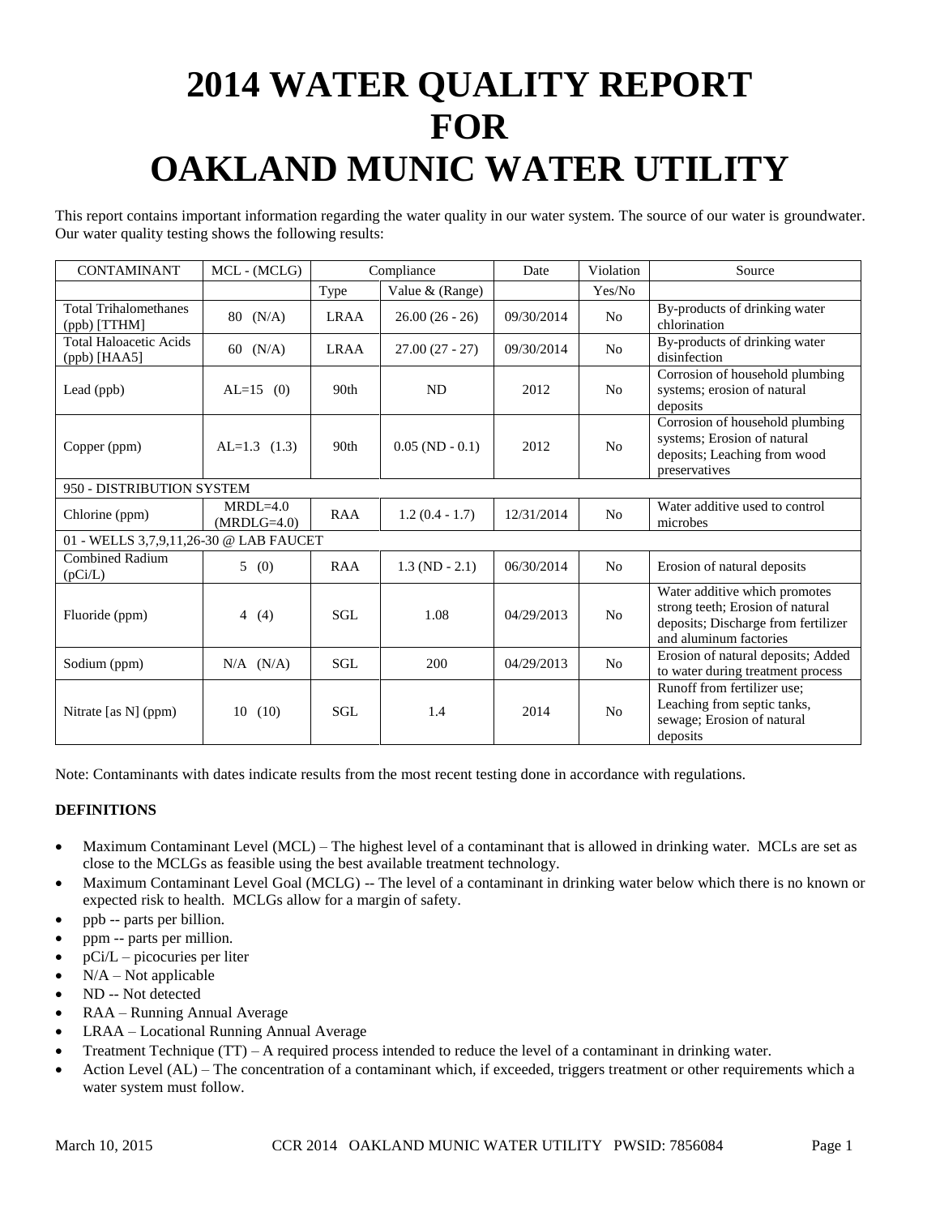# 2014 WATER QUALITY REPORT FOR OAKLAND MUNIC WATER UTILITY

This report contains important information regarding the water quality in our water system. The source of our water is groundwater. Our water quality testing shows the following results:

| CONTAMINANT | MCL - (MCLG) | Compliance | | Date | Violation | Source |
|---|---|---|---|---|---|---|
| | | Type | Value & (Range) | | Yes/No | |
| Total Trihalomethanes (ppb) [TTHM] | 80 (N/A) | LRAA | 26.00 (26 - 26) | 09/30/2014 | No | By-products of drinking water chlorination |
| Total Haloacetic Acids (ppb) [HAA5] | 60 (N/A) | LRAA | 27.00 (27 - 27) | 09/30/2014 | No | By-products of drinking water disinfection |
| Lead (ppb) | AL=15 (0) | 90th | ND | 2012 | No | Corrosion of household plumbing systems; erosion of natural deposits |
| Copper (ppm) | AL=1.3 (1.3) | 90th | 0.05 (ND - 0.1) | 2012 | No | Corrosion of household plumbing systems; Erosion of natural deposits; Leaching from wood preservatives |
| 950 - DISTRIBUTION SYSTEM | | | | | | |
| Chlorine (ppm) | MRDL=4.0 (MRDLG=4.0) | RAA | 1.2 (0.4 - 1.7) | 12/31/2014 | No | Water additive used to control microbes |
| 01 - WELLS 3,7,9,11,26-30 @ LAB FAUCET | | | | | | |
| Combined Radium (pCi/L) | 5 (0) | RAA | 1.3 (ND - 2.1) | 06/30/2014 | No | Erosion of natural deposits |
| Fluoride (ppm) | 4 (4) | SGL | 1.08 | 04/29/2013 | No | Water additive which promotes strong teeth; Erosion of natural deposits; Discharge from fertilizer and aluminum factories |
| Sodium (ppm) | N/A (N/A) | SGL | 200 | 04/29/2013 | No | Erosion of natural deposits; Added to water during treatment process |
| Nitrate [as N] (ppm) | 10 (10) | SGL | 1.4 | 2014 | No | Runoff from fertilizer use; Leaching from septic tanks, sewage; Erosion of natural deposits |

Note: Contaminants with dates indicate results from the most recent testing done in accordance with regulations.

**DEFINITIONS**

- Maximum Contaminant Level (MCL) – The highest level of a contaminant that is allowed in drinking water. MCLs are set as close to the MCLGs as feasible using the best available treatment technology.
- Maximum Contaminant Level Goal (MCLG) -- The level of a contaminant in drinking water below which there is no known or expected risk to health. MCLGs allow for a margin of safety.
- ppb -- parts per billion.
- ppm -- parts per million.
- pCi/L – picocuries per liter
- N/A – Not applicable
- ND -- Not detected
- RAA – Running Annual Average
- LRAA – Locational Running Annual Average
- Treatment Technique (TT) – A required process intended to reduce the level of a contaminant in drinking water.
- Action Level (AL) – The concentration of a contaminant which, if exceeded, triggers treatment or other requirements which a water system must follow.

March 10, 2015 CCR 2014 OAKLAND MUNIC WATER UTILITY PWSID: 7856084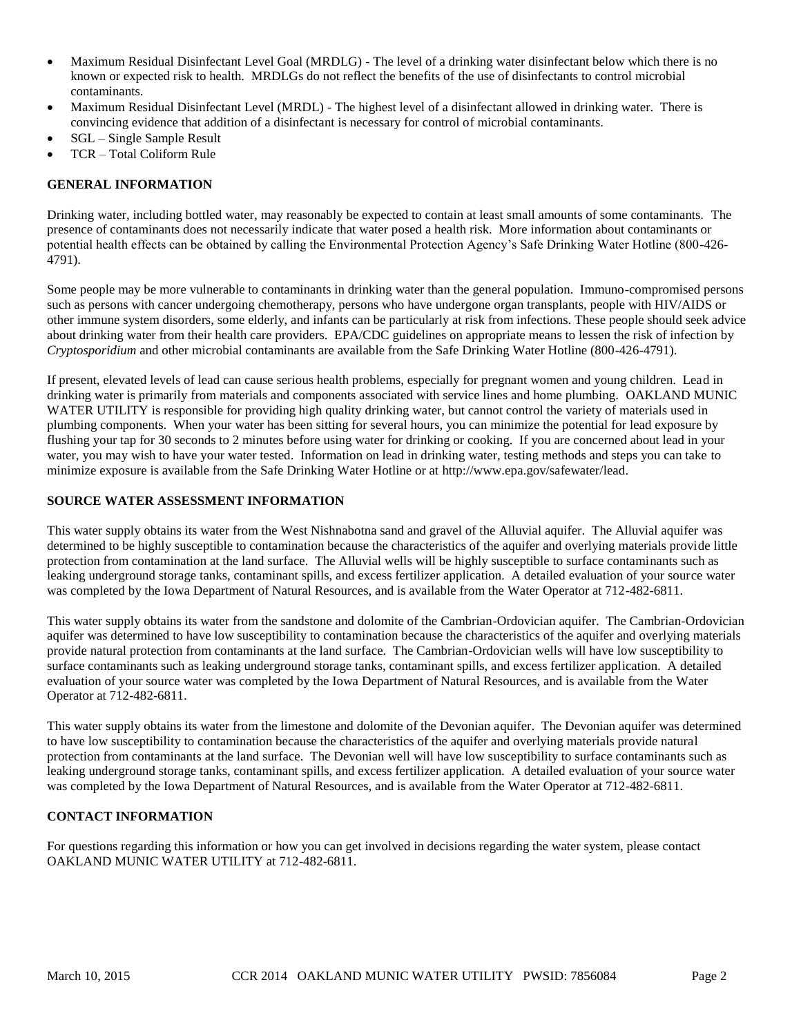- Maximum Residual Disinfectant Level Goal (MRDLG) - The level of a drinking water disinfectant below which there is no known or expected risk to health. MRDLGs do not reflect the benefits of the use of disinfectants to control microbial contaminants.
- Maximum Residual Disinfectant Level (MRDL) - The highest level of a disinfectant allowed in drinking water. There is convincing evidence that addition of a disinfectant is necessary for control of microbial contaminants.
- SGL – Single Sample Result
- TCR – Total Coliform Rule

**GENERAL INFORMATION**

Drinking water, including bottled water, may reasonably be expected to contain at least small amounts of some contaminants. The presence of contaminants does not necessarily indicate that water posed a health risk. More information about contaminants or potential health effects can be obtained by calling the Environmental Protection Agency's Safe Drinking Water Hotline (800-426-4791).

Some people may be more vulnerable to contaminants in drinking water than the general population. Immuno-compromised persons such as persons with cancer undergoing chemotherapy, persons who have undergone organ transplants, people with HIV/AIDS or other immune system disorders, some elderly, and infants can be particularly at risk from infections. These people should seek advice about drinking water from their health care providers. EPA/CDC guidelines on appropriate means to lessen the risk of infection by *Cryptosporidium* and other microbial contaminants are available from the Safe Drinking Water Hotline (800-426-4791).

If present, elevated levels of lead can cause serious health problems, especially for pregnant women and young children. Lead in drinking water is primarily from materials and components associated with service lines and home plumbing. OAKLAND MUNIC WATER UTILITY is responsible for providing high quality drinking water, but cannot control the variety of materials used in plumbing components. When your water has been sitting for several hours, you can minimize the potential for lead exposure by flushing your tap for 30 seconds to 2 minutes before using water for drinking or cooking. If you are concerned about lead in your water, you may wish to have your water tested. Information on lead in drinking water, testing methods and steps you can take to minimize exposure is available from the Safe Drinking Water Hotline or at http://www.epa.gov/safewater/lead.

**SOURCE WATER ASSESSMENT INFORMATION**

This water supply obtains its water from the West Nishnabotna sand and gravel of the Alluvial aquifer. The Alluvial aquifer was determined to be highly susceptible to contamination because the characteristics of the aquifer and overlying materials provide little protection from contamination at the land surface. The Alluvial wells will be highly susceptible to surface contaminants such as leaking underground storage tanks, contaminant spills, and excess fertilizer application. A detailed evaluation of your source water was completed by the Iowa Department of Natural Resources, and is available from the Water Operator at 712-482-6811.

This water supply obtains its water from the sandstone and dolomite of the Cambrian-Ordovician aquifer. The Cambrian-Ordovician aquifer was determined to have low susceptibility to contamination because the characteristics of the aquifer and overlying materials provide natural protection from contaminants at the land surface. The Cambrian-Ordovician wells will have low susceptibility to surface contaminants such as leaking underground storage tanks, contaminant spills, and excess fertilizer application. A detailed evaluation of your source water was completed by the Iowa Department of Natural Resources, and is available from the Water Operator at 712-482-6811.

This water supply obtains its water from the limestone and dolomite of the Devonian aquifer. The Devonian aquifer was determined to have low susceptibility to contamination because the characteristics of the aquifer and overlying materials provide natural protection from contaminants at the land surface. The Devonian well will have low susceptibility to surface contaminants such as leaking underground storage tanks, contaminant spills, and excess fertilizer application. A detailed evaluation of your source water was completed by the Iowa Department of Natural Resources, and is available from the Water Operator at 712-482-6811.

**CONTACT INFORMATION**

For questions regarding this information or how you can get involved in decisions regarding the water system, please contact OAKLAND MUNIC WATER UTILITY at 712-482-6811.